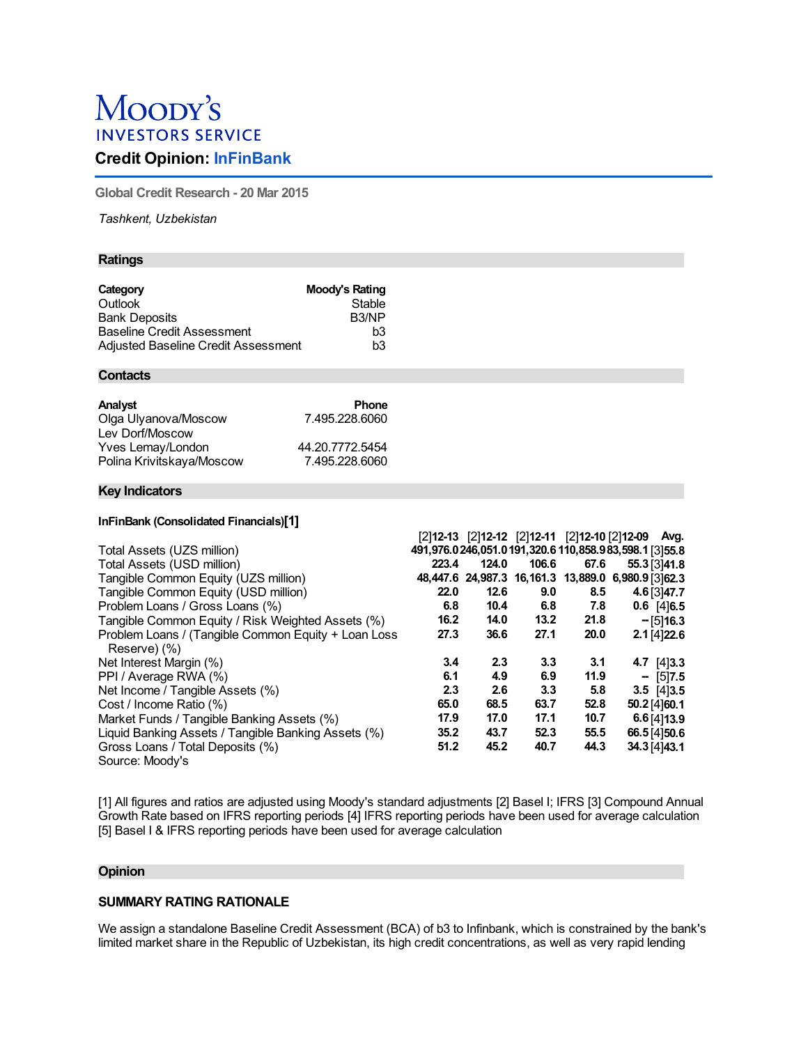# Moody's INVESTORS SERVICE

## Credit Opinion: InFinBank

Global Credit Research - 20 Mar 2015

*Tashkent, Uzbekistan*

### Ratings

| Category | Moody's Rating |
|---|---|
| Outlook | Stable |
| Bank Deposits | B3/NP |
| Baseline Credit Assessment | b3 |
| Adjusted Baseline Credit Assessment | b3 |

### Contacts

| Analyst | Phone |
|---|---|
| Olga Ulyanova/Moscow | 7.495.228.6060 |
| Lev Dorf/Moscow | |
| Yves Lemay/London | 44.20.7772.5454 |
| Polina Krivitskaya/Moscow | 7.495.228.6060 |

### Key Indicators

**InFinBank (Consolidated Financials)[1]**

| | [2]12-13 | [2]12-12 | [2]12-11 | [2]12-10 | [2]12-09 | Avg. |
|---|---|---|---|---|---|---|
| Total Assets (UZS million) | 491,976.0 | 246,051.0 | 191,320.6 | 110,858.9 | 83,598.1 | [3]55.8 |
| Total Assets (USD million) | 223.4 | 124.0 | 106.6 | 67.6 | 55.3 | [3]41.8 |
| Tangible Common Equity (UZS million) | 48,447.6 | 24,987.3 | 16,161.3 | 13,889.0 | 6,980.9 | [3]62.3 |
| Tangible Common Equity (USD million) | 22.0 | 12.6 | 9.0 | 8.5 | 4.6 | [3]47.7 |
| Problem Loans / Gross Loans (%) | 6.8 | 10.4 | 6.8 | 7.8 | 0.6 | [4]6.5 |
| Tangible Common Equity / Risk Weighted Assets (%) | 16.2 | 14.0 | 13.2 | 21.8 | -- | [5]16.3 |
| Problem Loans / (Tangible Common Equity + Loan Loss Reserve) (%) | 27.3 | 36.6 | 27.1 | 20.0 | 2.1 | [4]22.6 |
| Net Interest Margin (%) | 3.4 | 2.3 | 3.3 | 3.1 | 4.7 | [4]3.3 |
| PPI / Average RWA (%) | 6.1 | 4.9 | 6.9 | 11.9 | -- | [5]7.5 |
| Net Income / Tangible Assets (%) | 2.3 | 2.6 | 3.3 | 5.8 | 3.5 | [4]3.5 |
| Cost / Income Ratio (%) | 65.0 | 68.5 | 63.7 | 52.8 | 50.2 | [4]60.1 |
| Market Funds / Tangible Banking Assets (%) | 17.9 | 17.0 | 17.1 | 10.7 | 6.6 | [4]13.9 |
| Liquid Banking Assets / Tangible Banking Assets (%) | 35.2 | 43.7 | 52.3 | 55.5 | 66.5 | [4]50.6 |
| Gross Loans / Total Deposits (%) | 51.2 | 45.2 | 40.7 | 44.3 | 34.3 | [4]43.1 |

Source: Moody's

[1] All figures and ratios are adjusted using Moody's standard adjustments [2] Basel I; IFRS [3] Compound Annual Growth Rate based on IFRS reporting periods [4] IFRS reporting periods have been used for average calculation [5] Basel I & IFRS reporting periods have been used for average calculation

### Opinion

#### SUMMARY RATING RATIONALE

We assign a standalone Baseline Credit Assessment (BCA) of b3 to Infinbank, which is constrained by the bank's limited market share in the Republic of Uzbekistan, its high credit concentrations, as well as very rapid lending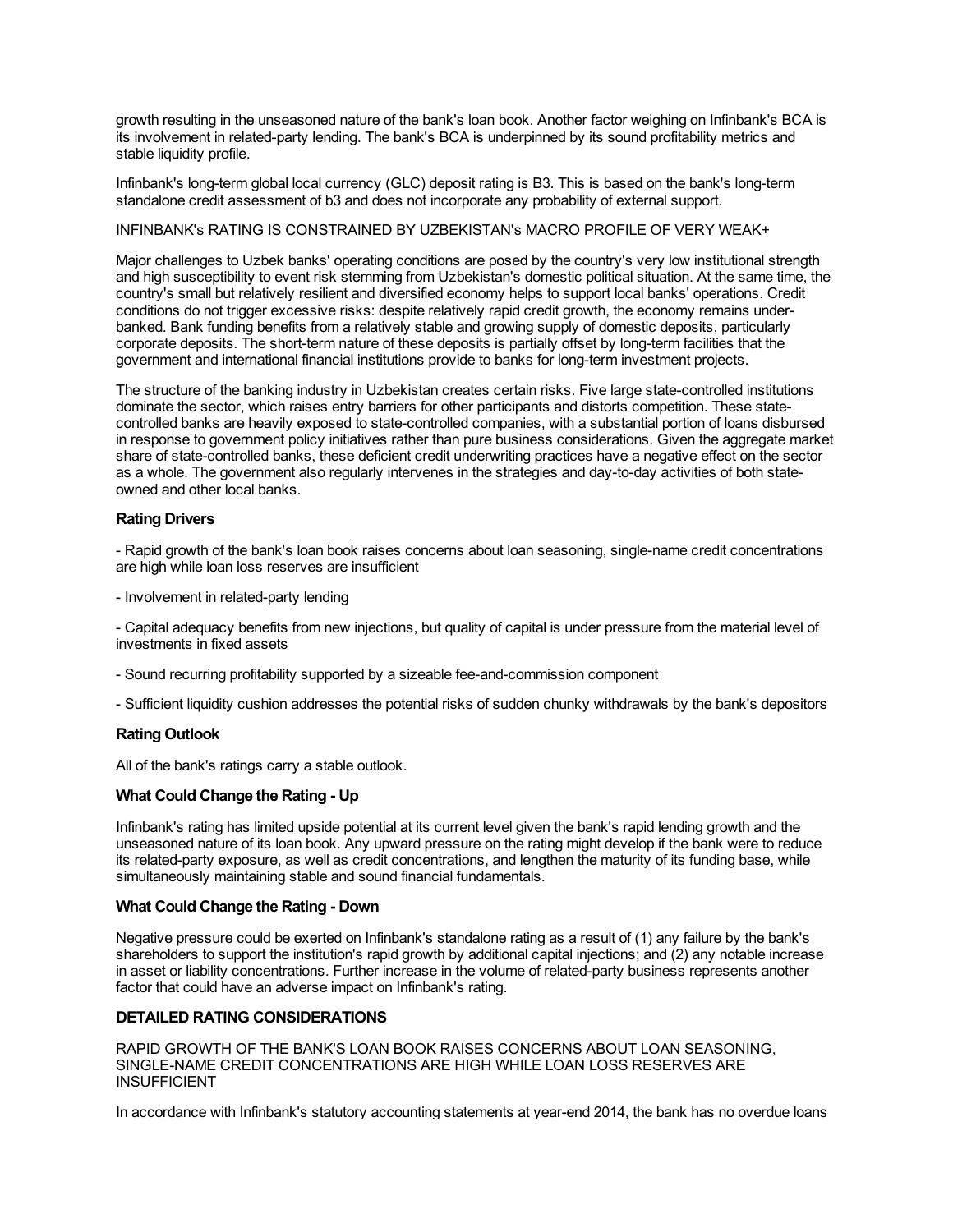growth resulting in the unseasoned nature of the bank's loan book. Another factor weighing on Infinbank's BCA is its involvement in related-party lending. The bank's BCA is underpinned by its sound profitability metrics and stable liquidity profile.

Infinbank's long-term global local currency (GLC) deposit rating is B3. This is based on the bank's long-term standalone credit assessment of b3 and does not incorporate any probability of external support.

INFINBANK's RATING IS CONSTRAINED BY UZBEKISTAN's MACRO PROFILE OF VERY WEAK+

Major challenges to Uzbek banks' operating conditions are posed by the country's very low institutional strength and high susceptibility to event risk stemming from Uzbekistan's domestic political situation. At the same time, the country's small but relatively resilient and diversified economy helps to support local banks' operations. Credit conditions do not trigger excessive risks: despite relatively rapid credit growth, the economy remains under-banked. Bank funding benefits from a relatively stable and growing supply of domestic deposits, particularly corporate deposits. The short-term nature of these deposits is partially offset by long-term facilities that the government and international financial institutions provide to banks for long-term investment projects.

The structure of the banking industry in Uzbekistan creates certain risks. Five large state-controlled institutions dominate the sector, which raises entry barriers for other participants and distorts competition. These state-controlled banks are heavily exposed to state-controlled companies, with a substantial portion of loans disbursed in response to government policy initiatives rather than pure business considerations. Given the aggregate market share of state-controlled banks, these deficient credit underwriting practices have a negative effect on the sector as a whole. The government also regularly intervenes in the strategies and day-to-day activities of both state-owned and other local banks.

### Rating Drivers

- Rapid growth of the bank's loan book raises concerns about loan seasoning, single-name credit concentrations are high while loan loss reserves are insufficient

- Involvement in related-party lending

- Capital adequacy benefits from new injections, but quality of capital is under pressure from the material level of investments in fixed assets

- Sound recurring profitability supported by a sizeable fee-and-commission component

- Sufficient liquidity cushion addresses the potential risks of sudden chunky withdrawals by the bank's depositors

### Rating Outlook

All of the bank's ratings carry a stable outlook.

### What Could Change the Rating - Up

Infinbank's rating has limited upside potential at its current level given the bank's rapid lending growth and the unseasoned nature of its loan book. Any upward pressure on the rating might develop if the bank were to reduce its related-party exposure, as well as credit concentrations, and lengthen the maturity of its funding base, while simultaneously maintaining stable and sound financial fundamentals.

### What Could Change the Rating - Down

Negative pressure could be exerted on Infinbank's standalone rating as a result of (1) any failure by the bank's shareholders to support the institution's rapid growth by additional capital injections; and (2) any notable increase in asset or liability concentrations. Further increase in the volume of related-party business represents another factor that could have an adverse impact on Infinbank's rating.

### DETAILED RATING CONSIDERATIONS

RAPID GROWTH OF THE BANK'S LOAN BOOK RAISES CONCERNS ABOUT LOAN SEASONING, SINGLE-NAME CREDIT CONCENTRATIONS ARE HIGH WHILE LOAN LOSS RESERVES ARE INSUFFICIENT

In accordance with Infinbank's statutory accounting statements at year-end 2014, the bank has no overdue loans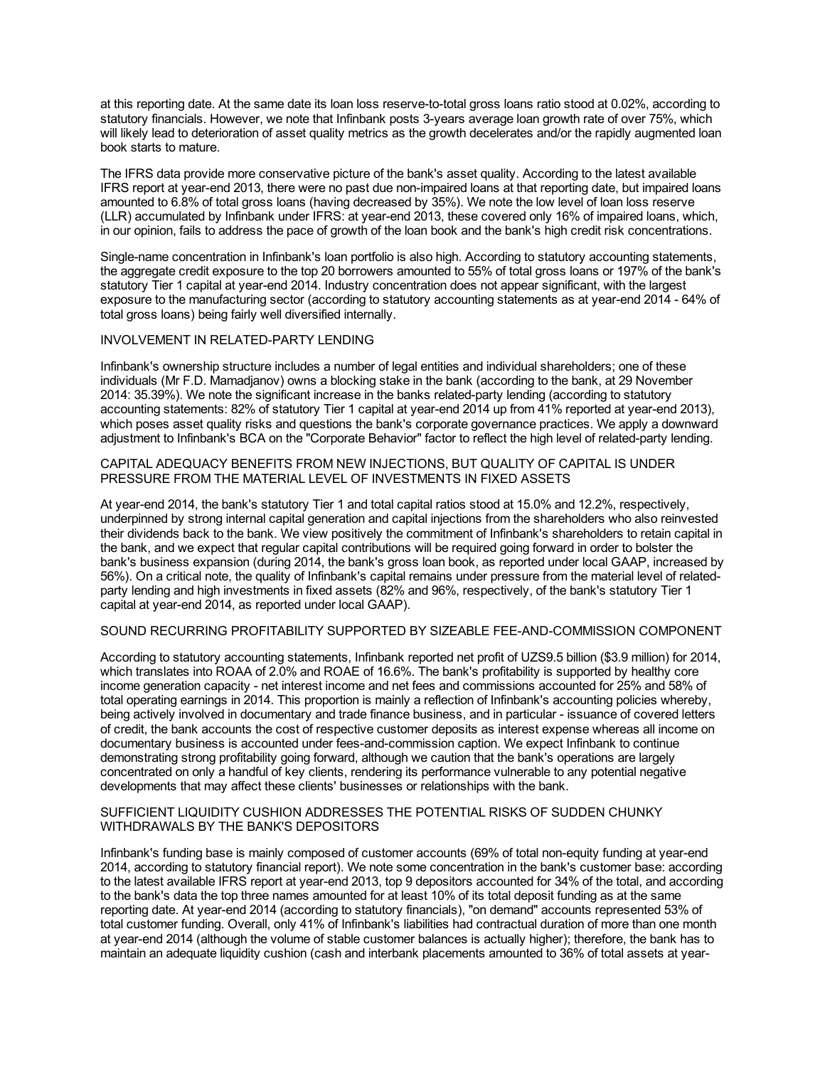at this reporting date. At the same date its loan loss reserve-to-total gross loans ratio stood at 0.02%, according to statutory financials. However, we note that Infinbank posts 3-years average loan growth rate of over 75%, which will likely lead to deterioration of asset quality metrics as the growth decelerates and/or the rapidly augmented loan book starts to mature.

The IFRS data provide more conservative picture of the bank's asset quality. According to the latest available IFRS report at year-end 2013, there were no past due non-impaired loans at that reporting date, but impaired loans amounted to 6.8% of total gross loans (having decreased by 35%). We note the low level of loan loss reserve (LLR) accumulated by Infinbank under IFRS: at year-end 2013, these covered only 16% of impaired loans, which, in our opinion, fails to address the pace of growth of the loan book and the bank's high credit risk concentrations.

Single-name concentration in Infinbank's loan portfolio is also high. According to statutory accounting statements, the aggregate credit exposure to the top 20 borrowers amounted to 55% of total gross loans or 197% of the bank's statutory Tier 1 capital at year-end 2014. Industry concentration does not appear significant, with the largest exposure to the manufacturing sector (according to statutory accounting statements as at year-end 2014 - 64% of total gross loans) being fairly well diversified internally.

## INVOLVEMENT IN RELATED-PARTY LENDING

Infinbank's ownership structure includes a number of legal entities and individual shareholders; one of these individuals (Mr F.D. Mamadjanov) owns a blocking stake in the bank (according to the bank, at 29 November 2014: 35.39%). We note the significant increase in the banks related-party lending (according to statutory accounting statements: 82% of statutory Tier 1 capital at year-end 2014 up from 41% reported at year-end 2013), which poses asset quality risks and questions the bank's corporate governance practices. We apply a downward adjustment to Infinbank's BCA on the "Corporate Behavior" factor to reflect the high level of related-party lending.

## CAPITAL ADEQUACY BENEFITS FROM NEW INJECTIONS, BUT QUALITY OF CAPITAL IS UNDER PRESSURE FROM THE MATERIAL LEVEL OF INVESTMENTS IN FIXED ASSETS

At year-end 2014, the bank's statutory Tier 1 and total capital ratios stood at 15.0% and 12.2%, respectively, underpinned by strong internal capital generation and capital injections from the shareholders who also reinvested their dividends back to the bank. We view positively the commitment of Infinbank's shareholders to retain capital in the bank, and we expect that regular capital contributions will be required going forward in order to bolster the bank's business expansion (during 2014, the bank's gross loan book, as reported under local GAAP, increased by 56%). On a critical note, the quality of Infinbank's capital remains under pressure from the material level of related-party lending and high investments in fixed assets (82% and 96%, respectively, of the bank's statutory Tier 1 capital at year-end 2014, as reported under local GAAP).

## SOUND RECURRING PROFITABILITY SUPPORTED BY SIZEABLE FEE-AND-COMMISSION COMPONENT

According to statutory accounting statements, Infinbank reported net profit of UZS9.5 billion ($3.9 million) for 2014, which translates into ROAA of 2.0% and ROAE of 16.6%. The bank's profitability is supported by healthy core income generation capacity - net interest income and net fees and commissions accounted for 25% and 58% of total operating earnings in 2014. This proportion is mainly a reflection of Infinbank's accounting policies whereby, being actively involved in documentary and trade finance business, and in particular - issuance of covered letters of credit, the bank accounts the cost of respective customer deposits as interest expense whereas all income on documentary business is accounted under fees-and-commission caption. We expect Infinbank to continue demonstrating strong profitability going forward, although we caution that the bank's operations are largely concentrated on only a handful of key clients, rendering its performance vulnerable to any potential negative developments that may affect these clients' businesses or relationships with the bank.

## SUFFICIENT LIQUIDITY CUSHION ADDRESSES THE POTENTIAL RISKS OF SUDDEN CHUNKY WITHDRAWALS BY THE BANK'S DEPOSITORS

Infinbank's funding base is mainly composed of customer accounts (69% of total non-equity funding at year-end 2014, according to statutory financial report). We note some concentration in the bank's customer base: according to the latest available IFRS report at year-end 2013, top 9 depositors accounted for 34% of the total, and according to the bank's data the top three names amounted for at least 10% of its total deposit funding as at the same reporting date. At year-end 2014 (according to statutory financials), "on demand" accounts represented 53% of total customer funding. Overall, only 41% of Infinbank's liabilities had contractual duration of more than one month at year-end 2014 (although the volume of stable customer balances is actually higher); therefore, the bank has to maintain an adequate liquidity cushion (cash and interbank placements amounted to 36% of total assets at year-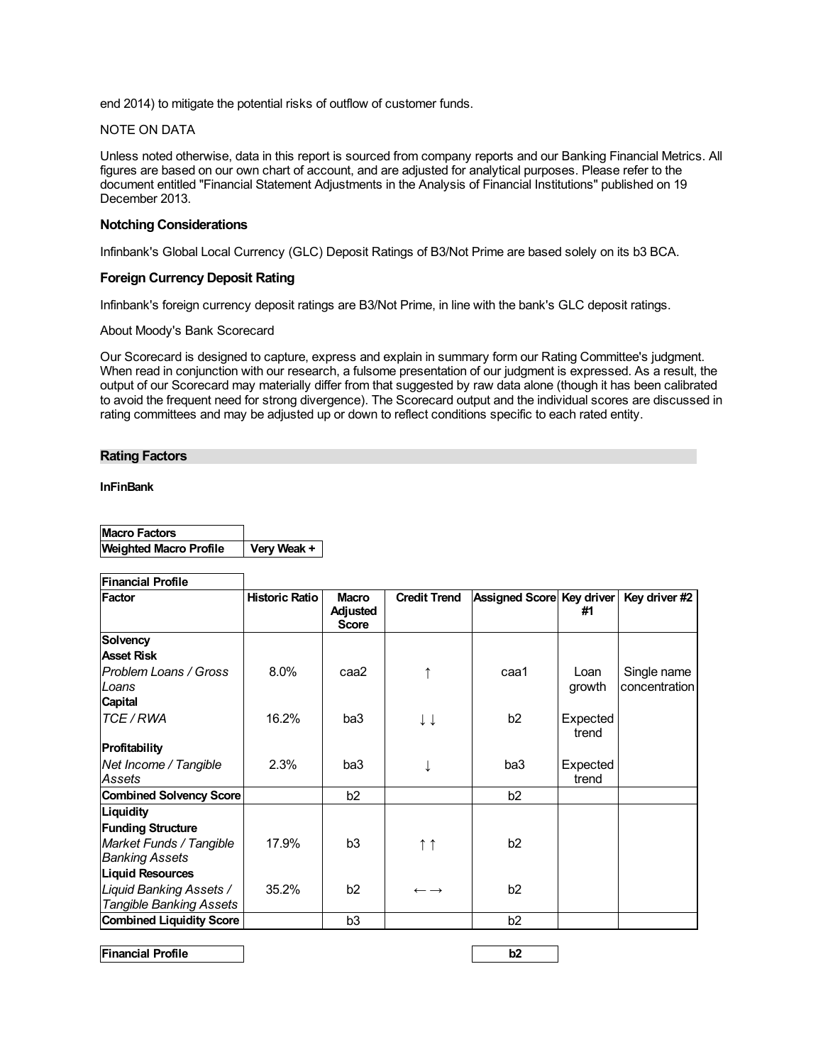end 2014) to mitigate the potential risks of outflow of customer funds.

NOTE ON DATA

Unless noted otherwise, data in this report is sourced from company reports and our Banking Financial Metrics. All figures are based on our own chart of account, and are adjusted for analytical purposes. Please refer to the document entitled "Financial Statement Adjustments in the Analysis of Financial Institutions" published on 19 December 2013.

### Notching Considerations

Infinbank's Global Local Currency (GLC) Deposit Ratings of B3/Not Prime are based solely on its b3 BCA.

### Foreign Currency Deposit Rating

Infinbank's foreign currency deposit ratings are B3/Not Prime, in line with the bank's GLC deposit ratings.

About Moody's Bank Scorecard

Our Scorecard is designed to capture, express and explain in summary form our Rating Committee's judgment. When read in conjunction with our research, a fulsome presentation of our judgment is expressed. As a result, the output of our Scorecard may materially differ from that suggested by raw data alone (though it has been calibrated to avoid the frequent need for strong divergence). The Scorecard output and the individual scores are discussed in rating committees and may be adjusted up or down to reflect conditions specific to each rated entity.

## Rating Factors

**InFinBank**

| **Macro Factors** | |
|---|---|
| **Weighted Macro Profile** | **Very Weak +** |

| **Financial Profile** | | | | | | |
|---|---|---|---|---|---|---|
| **Factor** | **Historic Ratio** | **Macro Adjusted Score** | **Credit Trend** | **Assigned Score** | **Key driver #1** | **Key driver #2** |
| **Solvency** | | | | | | |
| **Asset Risk** | | | | | | |
| *Problem Loans / Gross Loans* | 8.0% | caa2 | ↑ | caa1 | Loan growth | Single name concentration |
| **Capital** | | | | | | |
| *TCE / RWA* | 16.2% | ba3 | ↓↓ | b2 | Expected trend | |
| **Profitability** | | | | | | |
| *Net Income / Tangible Assets* | 2.3% | ba3 | ↓ | ba3 | Expected trend | |
| **Combined Solvency Score** | | b2 | | b2 | | |
| **Liquidity** | | | | | | |
| **Funding Structure** | | | | | | |
| *Market Funds / Tangible Banking Assets* | 17.9% | b3 | ↑↑ | b2 | | |
| **Liquid Resources** | | | | | | |
| *Liquid Banking Assets / Tangible Banking Assets* | 35.2% | b2 | ←→ | b2 | | |
| **Combined Liquidity Score** | | b3 | | b2 | | |

| **Financial Profile** | **b2** |
|---|---|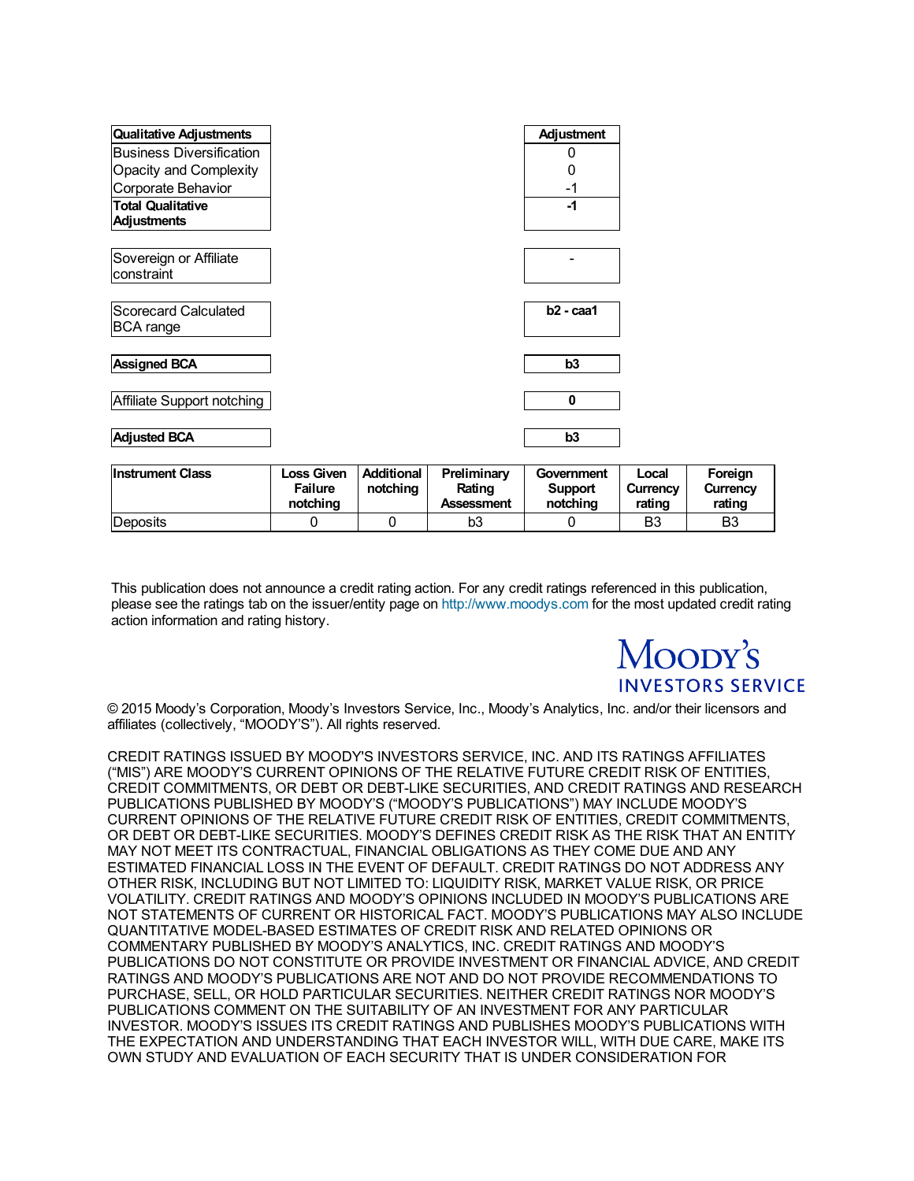| Qualitative Adjustments | Adjustment |
|---|---|
| Business Diversification | 0 |
| Opacity and Complexity | 0 |
| Corporate Behavior | -1 |
| **Total Qualitative Adjustments** | **-1** |

| | |
|---|---|
| Sovereign or Affiliate constraint | - |
| Scorecard Calculated BCA range | **b2 - caa1** |
| **Assigned BCA** | **b3** |
| Affiliate Support notching | **0** |
| **Adjusted BCA** | **b3** |

| Instrument Class | Loss Given Failure notching | Additional notching | Preliminary Rating Assessment | Government Support notching | Local Currency rating | Foreign Currency rating |
|---|---|---|---|---|---|---|
| Deposits | 0 | 0 | b3 | 0 | B3 | B3 |

This publication does not announce a credit rating action. For any credit ratings referenced in this publication, please see the ratings tab on the issuer/entity page on http://www.moodys.com for the most updated credit rating action information and rating history.

MOODY'S INVESTORS SERVICE

© 2015 Moody's Corporation, Moody's Investors Service, Inc., Moody's Analytics, Inc. and/or their licensors and affiliates (collectively, "MOODY'S"). All rights reserved.

CREDIT RATINGS ISSUED BY MOODY'S INVESTORS SERVICE, INC. AND ITS RATINGS AFFILIATES ("MIS") ARE MOODY'S CURRENT OPINIONS OF THE RELATIVE FUTURE CREDIT RISK OF ENTITIES, CREDIT COMMITMENTS, OR DEBT OR DEBT-LIKE SECURITIES, AND CREDIT RATINGS AND RESEARCH PUBLICATIONS PUBLISHED BY MOODY'S ("MOODY'S PUBLICATIONS") MAY INCLUDE MOODY'S CURRENT OPINIONS OF THE RELATIVE FUTURE CREDIT RISK OF ENTITIES, CREDIT COMMITMENTS, OR DEBT OR DEBT-LIKE SECURITIES. MOODY'S DEFINES CREDIT RISK AS THE RISK THAT AN ENTITY MAY NOT MEET ITS CONTRACTUAL, FINANCIAL OBLIGATIONS AS THEY COME DUE AND ANY ESTIMATED FINANCIAL LOSS IN THE EVENT OF DEFAULT. CREDIT RATINGS DO NOT ADDRESS ANY OTHER RISK, INCLUDING BUT NOT LIMITED TO: LIQUIDITY RISK, MARKET VALUE RISK, OR PRICE VOLATILITY. CREDIT RATINGS AND MOODY'S OPINIONS INCLUDED IN MOODY'S PUBLICATIONS ARE NOT STATEMENTS OF CURRENT OR HISTORICAL FACT. MOODY'S PUBLICATIONS MAY ALSO INCLUDE QUANTITATIVE MODEL-BASED ESTIMATES OF CREDIT RISK AND RELATED OPINIONS OR COMMENTARY PUBLISHED BY MOODY'S ANALYTICS, INC. CREDIT RATINGS AND MOODY'S PUBLICATIONS DO NOT CONSTITUTE OR PROVIDE INVESTMENT OR FINANCIAL ADVICE, AND CREDIT RATINGS AND MOODY'S PUBLICATIONS ARE NOT AND DO NOT PROVIDE RECOMMENDATIONS TO PURCHASE, SELL, OR HOLD PARTICULAR SECURITIES. NEITHER CREDIT RATINGS NOR MOODY'S PUBLICATIONS COMMENT ON THE SUITABILITY OF AN INVESTMENT FOR ANY PARTICULAR INVESTOR. MOODY'S ISSUES ITS CREDIT RATINGS AND PUBLISHES MOODY'S PUBLICATIONS WITH THE EXPECTATION AND UNDERSTANDING THAT EACH INVESTOR WILL, WITH DUE CARE, MAKE ITS OWN STUDY AND EVALUATION OF EACH SECURITY THAT IS UNDER CONSIDERATION FOR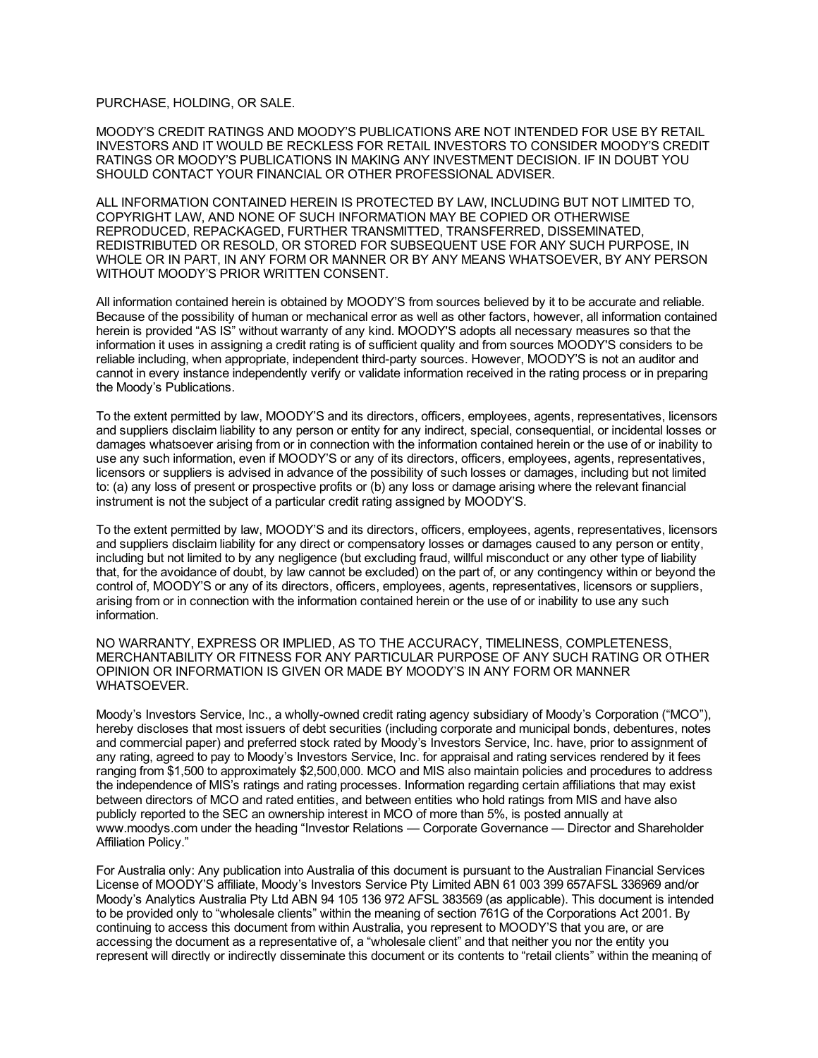PURCHASE, HOLDING, OR SALE.

MOODY'S CREDIT RATINGS AND MOODY'S PUBLICATIONS ARE NOT INTENDED FOR USE BY RETAIL INVESTORS AND IT WOULD BE RECKLESS FOR RETAIL INVESTORS TO CONSIDER MOODY'S CREDIT RATINGS OR MOODY'S PUBLICATIONS IN MAKING ANY INVESTMENT DECISION. IF IN DOUBT YOU SHOULD CONTACT YOUR FINANCIAL OR OTHER PROFESSIONAL ADVISER.

ALL INFORMATION CONTAINED HEREIN IS PROTECTED BY LAW, INCLUDING BUT NOT LIMITED TO, COPYRIGHT LAW, AND NONE OF SUCH INFORMATION MAY BE COPIED OR OTHERWISE REPRODUCED, REPACKAGED, FURTHER TRANSMITTED, TRANSFERRED, DISSEMINATED, REDISTRIBUTED OR RESOLD, OR STORED FOR SUBSEQUENT USE FOR ANY SUCH PURPOSE, IN WHOLE OR IN PART, IN ANY FORM OR MANNER OR BY ANY MEANS WHATSOEVER, BY ANY PERSON WITHOUT MOODY'S PRIOR WRITTEN CONSENT.

All information contained herein is obtained by MOODY'S from sources believed by it to be accurate and reliable. Because of the possibility of human or mechanical error as well as other factors, however, all information contained herein is provided "AS IS" without warranty of any kind. MOODY'S adopts all necessary measures so that the information it uses in assigning a credit rating is of sufficient quality and from sources MOODY'S considers to be reliable including, when appropriate, independent third-party sources. However, MOODY'S is not an auditor and cannot in every instance independently verify or validate information received in the rating process or in preparing the Moody's Publications.

To the extent permitted by law, MOODY'S and its directors, officers, employees, agents, representatives, licensors and suppliers disclaim liability to any person or entity for any indirect, special, consequential, or incidental losses or damages whatsoever arising from or in connection with the information contained herein or the use of or inability to use any such information, even if MOODY'S or any of its directors, officers, employees, agents, representatives, licensors or suppliers is advised in advance of the possibility of such losses or damages, including but not limited to: (a) any loss of present or prospective profits or (b) any loss or damage arising where the relevant financial instrument is not the subject of a particular credit rating assigned by MOODY'S.

To the extent permitted by law, MOODY'S and its directors, officers, employees, agents, representatives, licensors and suppliers disclaim liability for any direct or compensatory losses or damages caused to any person or entity, including but not limited to by any negligence (but excluding fraud, willful misconduct or any other type of liability that, for the avoidance of doubt, by law cannot be excluded) on the part of, or any contingency within or beyond the control of, MOODY'S or any of its directors, officers, employees, agents, representatives, licensors or suppliers, arising from or in connection with the information contained herein or the use of or inability to use any such information.

NO WARRANTY, EXPRESS OR IMPLIED, AS TO THE ACCURACY, TIMELINESS, COMPLETENESS, MERCHANTABILITY OR FITNESS FOR ANY PARTICULAR PURPOSE OF ANY SUCH RATING OR OTHER OPINION OR INFORMATION IS GIVEN OR MADE BY MOODY'S IN ANY FORM OR MANNER WHATSOEVER.

Moody's Investors Service, Inc., a wholly-owned credit rating agency subsidiary of Moody's Corporation ("MCO"), hereby discloses that most issuers of debt securities (including corporate and municipal bonds, debentures, notes and commercial paper) and preferred stock rated by Moody's Investors Service, Inc. have, prior to assignment of any rating, agreed to pay to Moody's Investors Service, Inc. for appraisal and rating services rendered by it fees ranging from $1,500 to approximately $2,500,000. MCO and MIS also maintain policies and procedures to address the independence of MIS's ratings and rating processes. Information regarding certain affiliations that may exist between directors of MCO and rated entities, and between entities who hold ratings from MIS and have also publicly reported to the SEC an ownership interest in MCO of more than 5%, is posted annually at www.moodys.com under the heading "Investor Relations — Corporate Governance — Director and Shareholder Affiliation Policy."

For Australia only: Any publication into Australia of this document is pursuant to the Australian Financial Services License of MOODY'S affiliate, Moody's Investors Service Pty Limited ABN 61 003 399 657AFSL 336969 and/or Moody's Analytics Australia Pty Ltd ABN 94 105 136 972 AFSL 383569 (as applicable). This document is intended to be provided only to "wholesale clients" within the meaning of section 761G of the Corporations Act 2001. By continuing to access this document from within Australia, you represent to MOODY'S that you are, or are accessing the document as a representative of, a "wholesale client" and that neither you nor the entity you represent will directly or indirectly disseminate this document or its contents to "retail clients" within the meaning of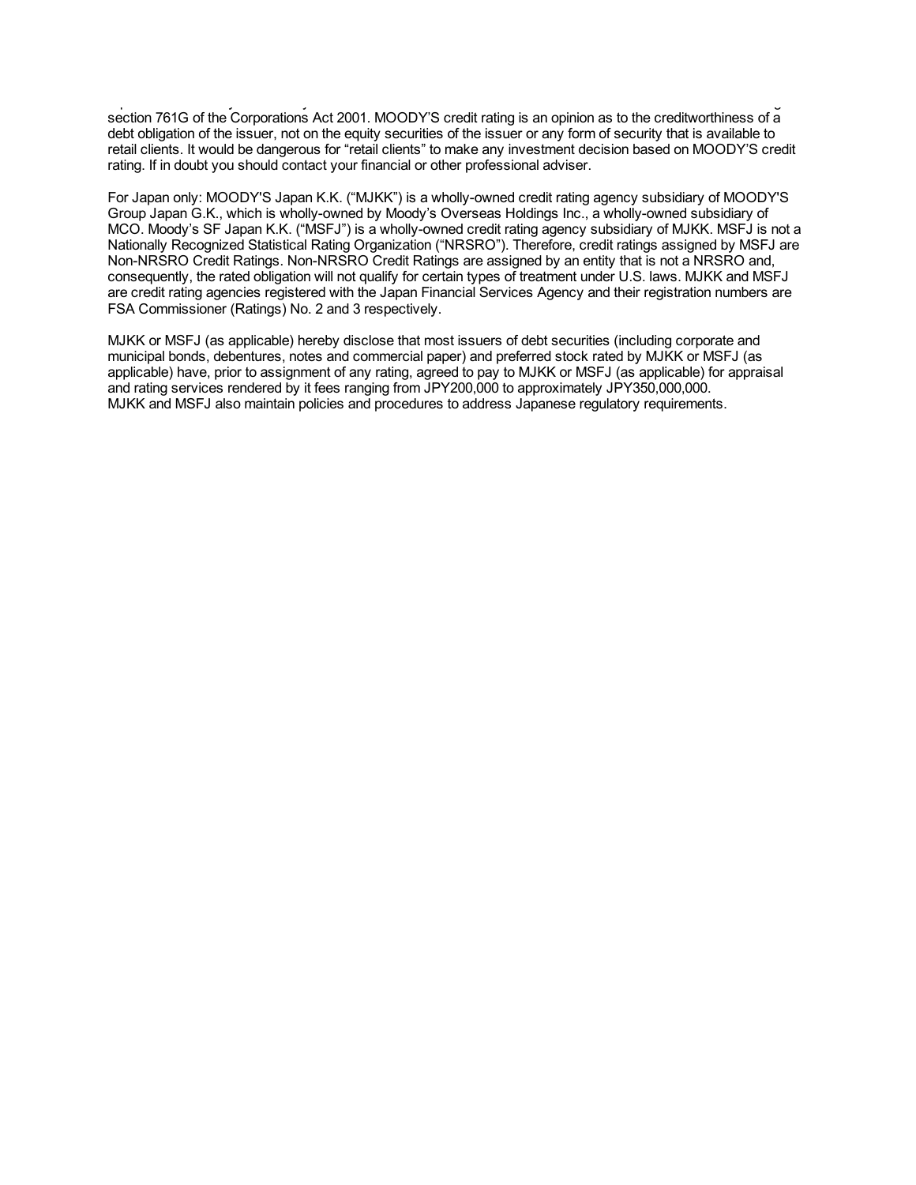section 761G of the Corporations Act 2001. MOODY'S credit rating is an opinion as to the creditworthiness of a debt obligation of the issuer, not on the equity securities of the issuer or any form of security that is available to retail clients. It would be dangerous for "retail clients" to make any investment decision based on MOODY'S credit rating. If in doubt you should contact your financial or other professional adviser.

For Japan only: MOODY'S Japan K.K. ("MJKK") is a wholly-owned credit rating agency subsidiary of MOODY'S Group Japan G.K., which is wholly-owned by Moody's Overseas Holdings Inc., a wholly-owned subsidiary of MCO. Moody's SF Japan K.K. ("MSFJ") is a wholly-owned credit rating agency subsidiary of MJKK. MSFJ is not a Nationally Recognized Statistical Rating Organization ("NRSRO"). Therefore, credit ratings assigned by MSFJ are Non-NRSRO Credit Ratings. Non-NRSRO Credit Ratings are assigned by an entity that is not a NRSRO and, consequently, the rated obligation will not qualify for certain types of treatment under U.S. laws. MJKK and MSFJ are credit rating agencies registered with the Japan Financial Services Agency and their registration numbers are FSA Commissioner (Ratings) No. 2 and 3 respectively.

MJKK or MSFJ (as applicable) hereby disclose that most issuers of debt securities (including corporate and municipal bonds, debentures, notes and commercial paper) and preferred stock rated by MJKK or MSFJ (as applicable) have, prior to assignment of any rating, agreed to pay to MJKK or MSFJ (as applicable) for appraisal and rating services rendered by it fees ranging from JPY200,000 to approximately JPY350,000,000.
MJKK and MSFJ also maintain policies and procedures to address Japanese regulatory requirements.